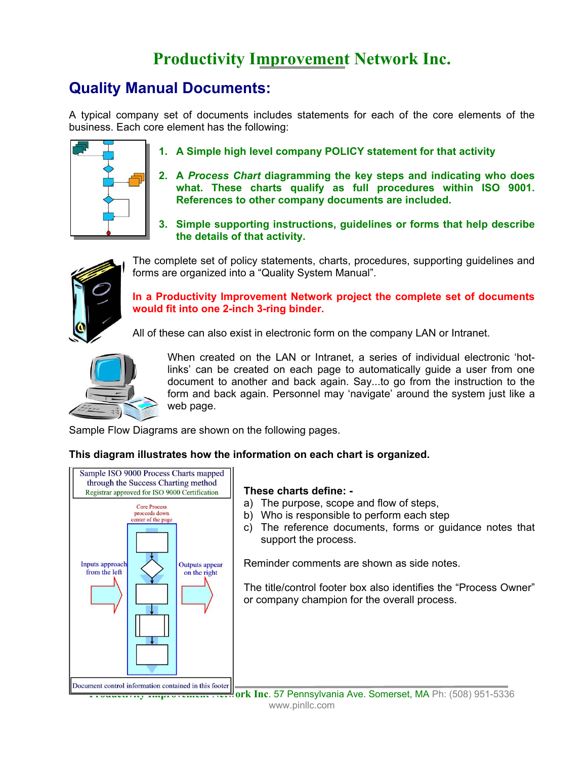# Productivity Improvement Network Inc.

## Quality Manual Documents:

A typical company set of documents includes statements for each of the core elements of the business. Each core element has the following:

1. **A Simple high level company POLICY statement for that activity**
2. **A *Process Chart* diagramming the key steps and indicating who does what. These charts qualify as full procedures within ISO 9001. References to other company documents are included.**
3. **Simple supporting instructions, guidelines or forms that help describe the details of that activity.**

The complete set of policy statements, charts, procedures, supporting guidelines and forms are organized into a "Quality System Manual".

**In a Productivity Improvement Network project the complete set of documents would fit into one 2-inch 3-ring binder.**

All of these can also exist in electronic form on the company LAN or Intranet.

When created on the LAN or Intranet, a series of individual electronic 'hot-links' can be created on each page to automatically guide a user from one document to another and back again. Say...to go from the instruction to the form and back again. Personnel may 'navigate' around the system just like a web page.

Sample Flow Diagrams are shown on the following pages.

**This diagram illustrates how the information on each chart is organized.**

Sample ISO 9000 Process Charts mapped through the Success Charting method
Registrar approved for ISO 9000 Certification

Core Process proceeds down center of the page

Inputs approach from the left

Outputs appear on the right

Document control information contained in this footer

**These charts define: -**

a) The purpose, scope and flow of steps,
b) Who is responsible to perform each step
c) The reference documents, forms or guidance notes that support the process.

Reminder comments are shown as side notes.

The title/control footer box also identifies the "Process Owner" or company champion for the overall process.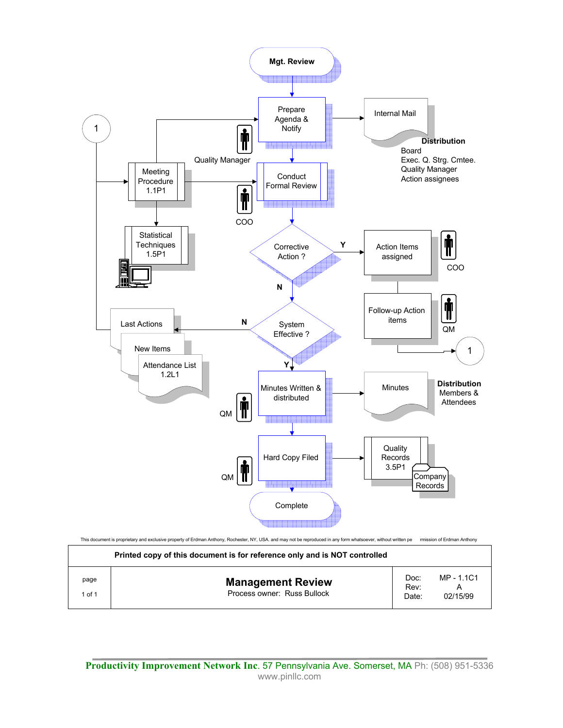Mgt. Review

Prepare Agenda & Notify

Internal Mail

**Distribution**
Board
Exec. Q. Strg. Cmtee.
Quality Manager
Action assignees

1

Quality Manager

Meeting Procedure 1.1P1

Conduct Formal Review

COO

Statistical Techniques 1.5P1

Corrective Action ?

**Y**

Action Items assigned

COO

**N**

Follow-up Action items

QM

1

Last Actions

**N**

System Effective ?

New Items

Attendance List 1.2L1

**Y**

Minutes Written & distributed

Minutes

**Distribution**
Members & Attendees

QM

Hard Copy Filed

Quality Records 3.5P1

Company Records

QM

Complete

This document is proprietary and exclusive property of Erdman Anthony, Rochester, NY, USA. and may not be reproduced in any form whatsoever, without written permission of Erdman Anthony

| Printed copy of this document is for reference only and is NOT controlled | | |
|---|---|---|
| page<br>1 of 1 | **Management Review**<br>Process owner: Russ Bullock | Doc: MP - 1.1C1<br>Rev: A<br>Date: 02/15/99 |

**Productivity Improvement Network Inc**. 57 Pennsylvania Ave. Somerset, MA Ph: (508) 951-5336
www.pinllc.com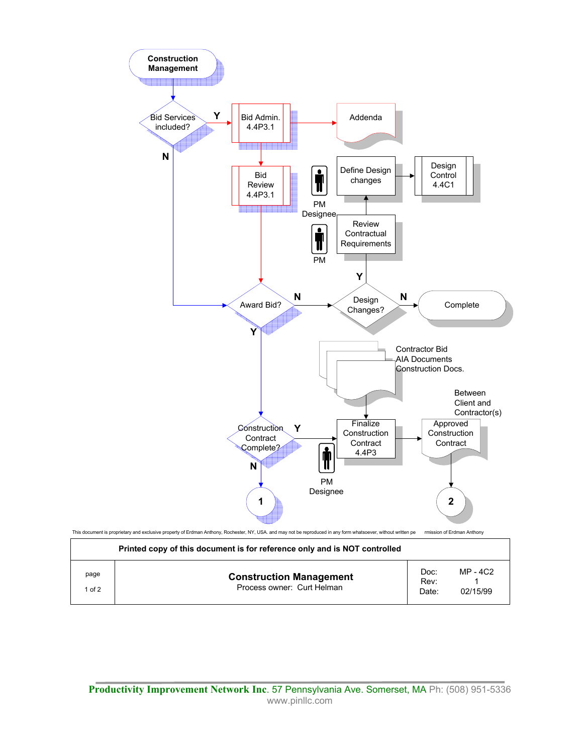Construction Management

Bid Services included?

Y

N

Bid Admin. 4.4P3.1

Addenda

Bid Review 4.4P3.1

PM Designee

Define Design changes

Design Control 4.4C1

Review Contractual Requirements

PM

Y

Award Bid?

N

Design Changes?

N

Complete

Y

Contractor Bid
AIA Documents
Construction Docs.

Between Client and Contractor(s)

Construction Contract Complete?

Y

Finalize Construction Contract 4.4P3

Approved Construction Contract

N

PM Designee

1

2

This document is proprietary and exclusive property of Erdman Anthony, Rochester, NY, USA. and may not be reproduced in any form whatsoever, without written permission of Erdman Anthony

| | | |
|---|---|---|
| **Printed copy of this document is for reference only and is NOT controlled** | | |
| page 1 of 2 | **Construction Management** Process owner: Curt Helman | Doc: MP - 4C2 Rev: 1 Date: 02/15/99 |

**Productivity Improvement Network Inc.** 57 Pennsylvania Ave. Somerset, MA Ph: (508) 951-5336
www.pinllc.com